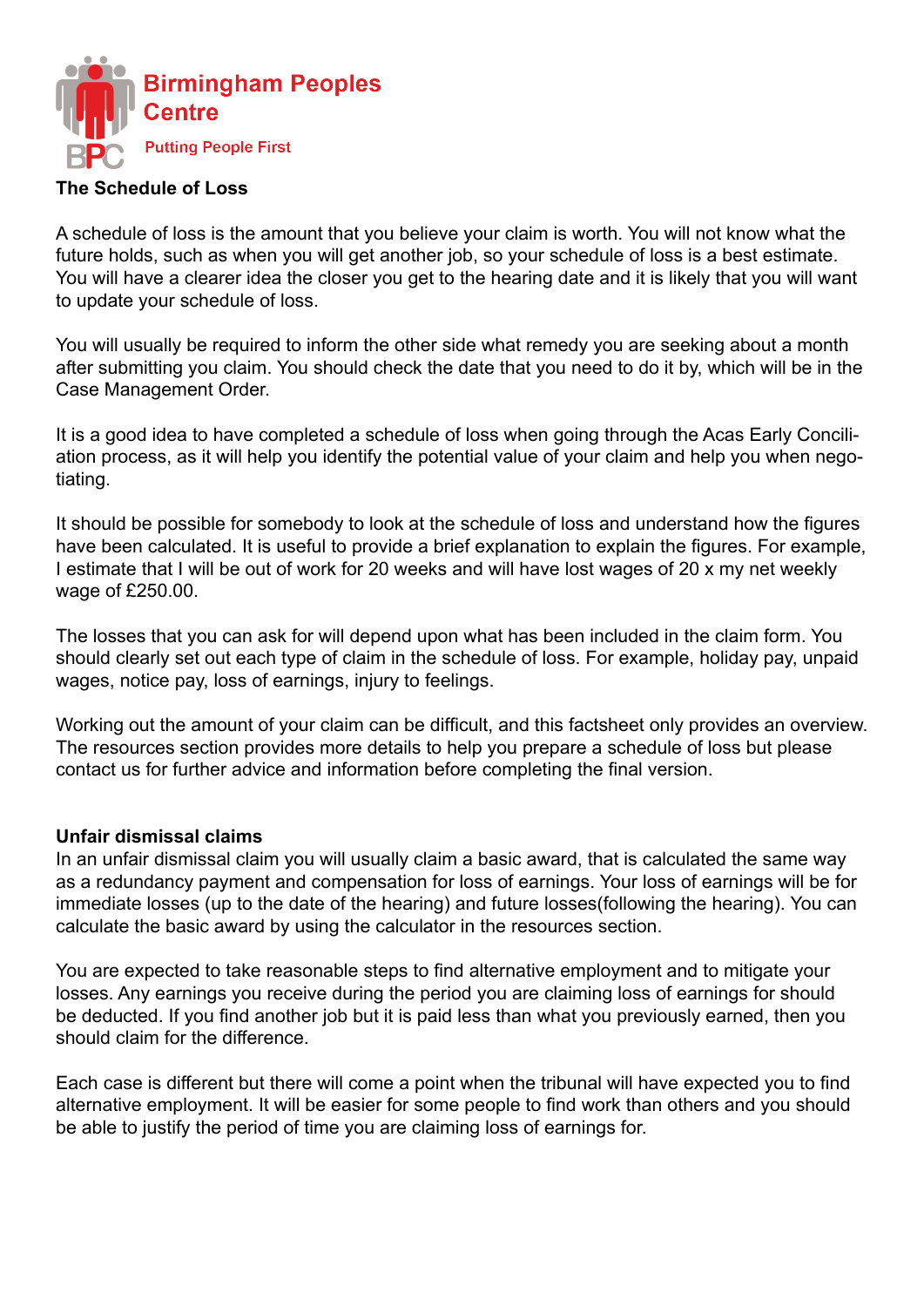Birmingham Peoples Centre

Putting People First

## The Schedule of Loss

A schedule of loss is the amount that you believe your claim is worth. You will not know what the future holds, such as when you will get another job, so your schedule of loss is a best estimate. You will have a clearer idea the closer you get to the hearing date and it is likely that you will want to update your schedule of loss.

You will usually be required to inform the other side what remedy you are seeking about a month after submitting you claim. You should check the date that you need to do it by, which will be in the Case Management Order.

It is a good idea to have completed a schedule of loss when going through the Acas Early Conciliation process, as it will help you identify the potential value of your claim and help you when negotiating.

It should be possible for somebody to look at the schedule of loss and understand how the figures have been calculated. It is useful to provide a brief explanation to explain the figures. For example, I estimate that I will be out of work for 20 weeks and will have lost wages of 20 x my net weekly wage of £250.00.

The losses that you can ask for will depend upon what has been included in the claim form. You should clearly set out each type of claim in the schedule of loss. For example, holiday pay, unpaid wages, notice pay, loss of earnings, injury to feelings.

Working out the amount of your claim can be difficult, and this factsheet only provides an overview. The resources section provides more details to help you prepare a schedule of loss but please contact us for further advice and information before completing the final version.

### Unfair dismissal claims

In an unfair dismissal claim you will usually claim a basic award, that is calculated the same way as a redundancy payment and compensation for loss of earnings. Your loss of earnings will be for immediate losses (up to the date of the hearing) and future losses(following the hearing). You can calculate the basic award by using the calculator in the resources section.

You are expected to take reasonable steps to find alternative employment and to mitigate your losses. Any earnings you receive during the period you are claiming loss of earnings for should be deducted. If you find another job but it is paid less than what you previously earned, then you should claim for the difference.

Each case is different but there will come a point when the tribunal will have expected you to find alternative employment. It will be easier for some people to find work than others and you should be able to justify the period of time you are claiming loss of earnings for.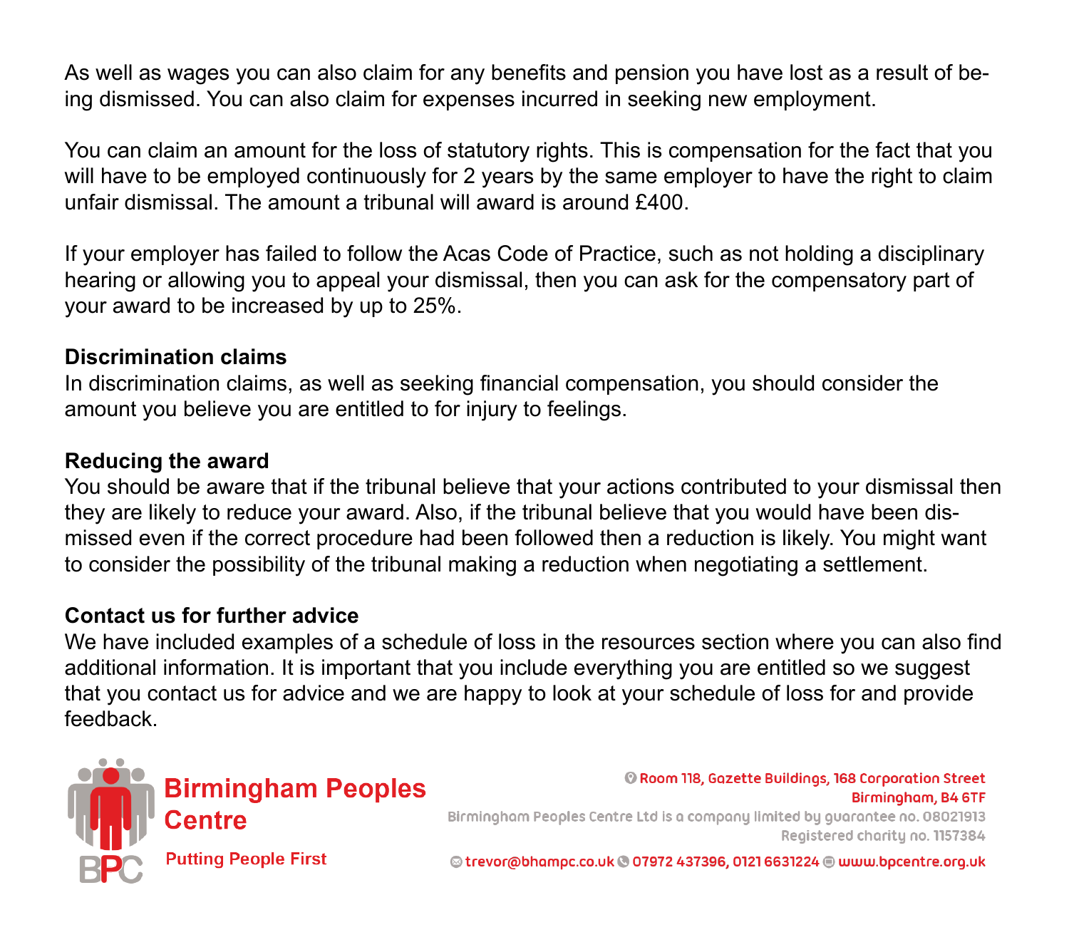As well as wages you can also claim for any benefits and pension you have lost as a result of being dismissed. You can also claim for expenses incurred in seeking new employment.

You can claim an amount for the loss of statutory rights. This is compensation for the fact that you will have to be employed continuously for 2 years by the same employer to have the right to claim unfair dismissal. The amount a tribunal will award is around £400.

If your employer has failed to follow the Acas Code of Practice, such as not holding a disciplinary hearing or allowing you to appeal your dismissal, then you can ask for the compensatory part of your award to be increased by up to 25%.

**Discrimination claims**

In discrimination claims, as well as seeking financial compensation, you should consider the amount you believe you are entitled to for injury to feelings.

**Reducing the award**

You should be aware that if the tribunal believe that your actions contributed to your dismissal then they are likely to reduce your award. Also, if the tribunal believe that you would have been dismissed even if the correct procedure had been followed then a reduction is likely. You might want to consider the possibility of the tribunal making a reduction when negotiating a settlement.

**Contact us for further advice**

We have included examples of a schedule of loss in the resources section where you can also find additional information. It is important that you include everything you are entitled so we suggest that you contact us for advice and we are happy to look at your schedule of loss for and provide feedback.

Birmingham Peoples Centre

Putting People First

Room 118, Gazette Buildings, 168 Corporation Street
Birmingham, B4 6TF

Birmingham Peoples Centre Ltd is a company limited by guarantee no. 08021913
Registered charity no. 1157384

trevor@bhampc.co.uk 07972 437396, 0121 6631224 www.bpcentre.org.uk